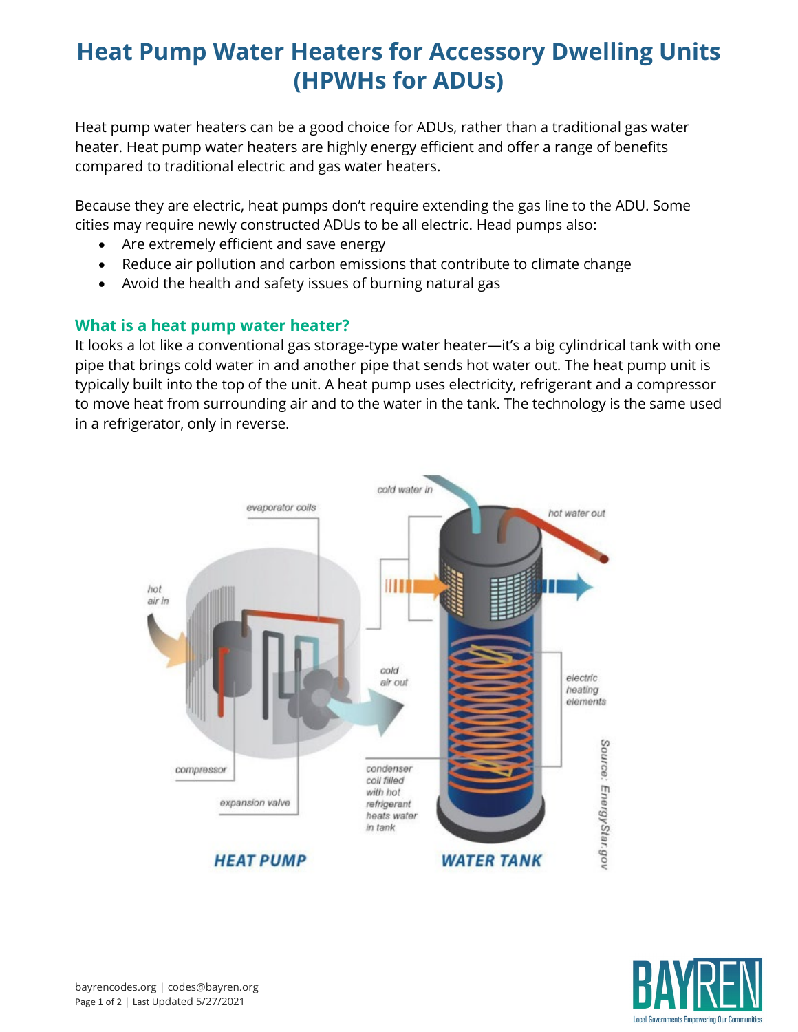# Heat Pump Water Heaters for Accessory Dwelling Units (HPWHs for ADUs)

Heat pump water heaters can be a good choice for ADUs, rather than a traditional gas water heater. Heat pump water heaters are highly energy efficient and offer a range of benefits compared to traditional electric and gas water heaters.

Because they are electric, heat pumps don't require extending the gas line to the ADU. Some cities may require newly constructed ADUs to be all electric. Head pumps also:

- Are extremely efficient and save energy
- Reduce air pollution and carbon emissions that contribute to climate change
- Avoid the health and safety issues of burning natural gas

### What is a heat pump water heater?

It looks a lot like a conventional gas storage-type water heater—it's a big cylindrical tank with one pipe that brings cold water in and another pipe that sends hot water out. The heat pump unit is typically built into the top of the unit. A heat pump uses electricity, refrigerant and a compressor to move heat from surrounding air and to the water in the tank. The technology is the same used in a refrigerator, only in reverse.

Source: EnergyStar.gov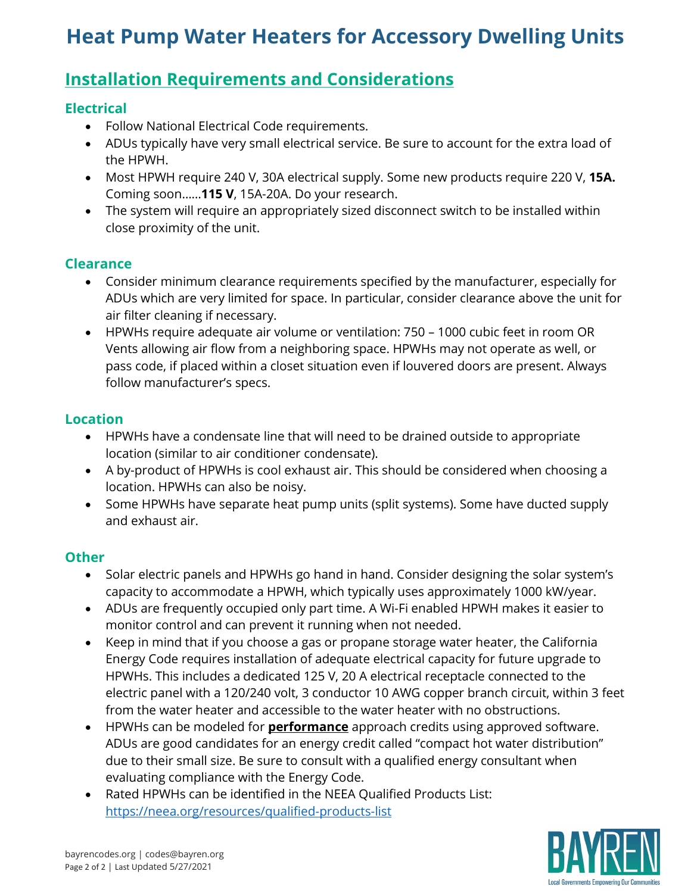# Heat Pump Water Heaters for Accessory Dwelling Units

## Installation Requirements and Considerations

### Electrical

- Follow National Electrical Code requirements.
- ADUs typically have very small electrical service. Be sure to account for the extra load of the HPWH.
- Most HPWH require 240 V, 30A electrical supply. Some new products require 220 V, **15A.** Coming soon……**115 V**, 15A-20A. Do your research.
- The system will require an appropriately sized disconnect switch to be installed within close proximity of the unit.

### Clearance

- Consider minimum clearance requirements specified by the manufacturer, especially for ADUs which are very limited for space. In particular, consider clearance above the unit for air filter cleaning if necessary.
- HPWHs require adequate air volume or ventilation: 750 – 1000 cubic feet in room OR Vents allowing air flow from a neighboring space. HPWHs may not operate as well, or pass code, if placed within a closet situation even if louvered doors are present. Always follow manufacturer's specs.

### Location

- HPWHs have a condensate line that will need to be drained outside to appropriate location (similar to air conditioner condensate).
- A by-product of HPWHs is cool exhaust air. This should be considered when choosing a location. HPWHs can also be noisy.
- Some HPWHs have separate heat pump units (split systems). Some have ducted supply and exhaust air.

### Other

- Solar electric panels and HPWHs go hand in hand. Consider designing the solar system's capacity to accommodate a HPWH, which typically uses approximately 1000 kW/year.
- ADUs are frequently occupied only part time. A Wi-Fi enabled HPWH makes it easier to monitor control and can prevent it running when not needed.
- Keep in mind that if you choose a gas or propane storage water heater, the California Energy Code requires installation of adequate electrical capacity for future upgrade to HPWHs. This includes a dedicated 125 V, 20 A electrical receptacle connected to the electric panel with a 120/240 volt, 3 conductor 10 AWG copper branch circuit, within 3 feet from the water heater and accessible to the water heater with no obstructions.
- HPWHs can be modeled for **performance** approach credits using approved software. ADUs are good candidates for an energy credit called "compact hot water distribution" due to their small size. Be sure to consult with a qualified energy consultant when evaluating compliance with the Energy Code.
- Rated HPWHs can be identified in the NEEA Qualified Products List: https://neea.org/resources/qualified-products-list

bayrencodes.org | codes@bayren.org
Last Updated 5/27/2021

BAYREN
Local Governments Empowering Our Communities